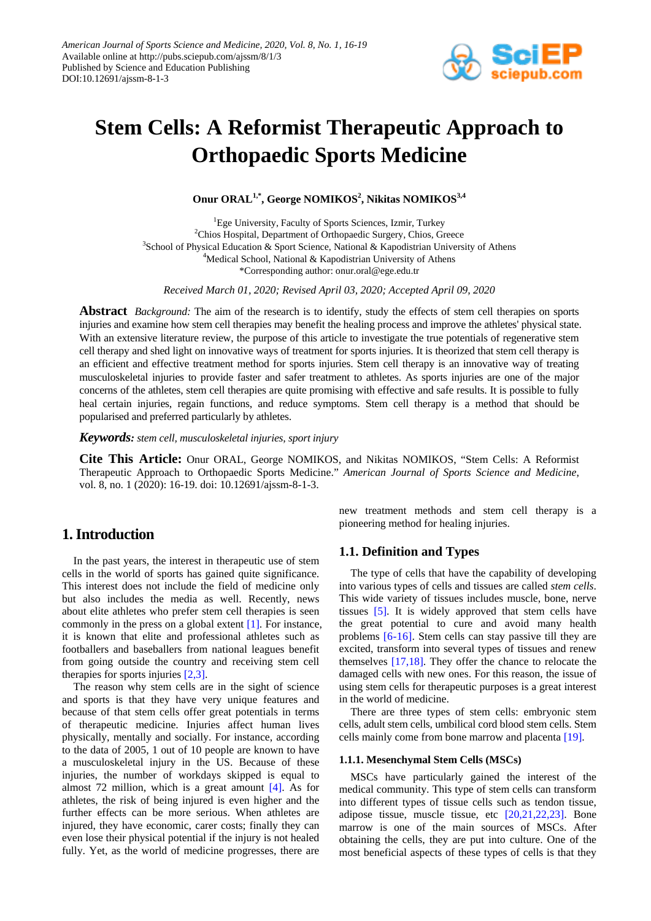# Stem Cells: A Reformist Therapeutic Approach to Orthopaedic Sports Medicine

**Onur ORAL[1,*], George NOMIKOS[2], Nikitas NOMIKOS[3,4]**

[1]Ege University, Faculty of Sports Sciences, Izmir, Turkey
[2]Chios Hospital, Department of Orthopaedic Surgery, Chios, Greece
[3]School of Physical Education & Sport Science, National & Kapodistrian University of Athens
[4]Medical School, National & Kapodistrian University of Athens
*Corresponding author: onur.oral@ege.edu.tr

*Received March 01, 2020; Revised April 03, 2020; Accepted April 09, 2020*

**Abstract** *Background:* The aim of the research is to identify, study the effects of stem cell therapies on sports injuries and examine how stem cell therapies may benefit the healing process and improve the athletes' physical state. With an extensive literature review, the purpose of this article to investigate the true potentials of regenerative stem cell therapy and shed light on innovative ways of treatment for sports injuries. It is theorized that stem cell therapy is an efficient and effective treatment method for sports injuries. Stem cell therapy is an innovative way of treating musculoskeletal injuries to provide faster and safer treatment to athletes. As sports injuries are one of the major concerns of the athletes, stem cell therapies are quite promising with effective and safe results. It is possible to fully heal certain injuries, regain functions, and reduce symptoms. Stem cell therapy is a method that should be popularised and preferred particularly by athletes.

***Keywords:*** *stem cell, musculoskeletal injuries, sport injury*

**Cite This Article:** Onur ORAL, George NOMIKOS, and Nikitas NOMIKOS, "Stem Cells: A Reformist Therapeutic Approach to Orthopaedic Sports Medicine." *American Journal of Sports Science and Medicine,* vol. 8, no. 1 (2020): 16-19. doi: 10.12691/ajssm-8-1-3.

## 1. Introduction

In the past years, the interest in therapeutic use of stem cells in the world of sports has gained quite significance. This interest does not include the field of medicine only but also includes the media as well. Recently, news about elite athletes who prefer stem cell therapies is seen commonly in the press on a global extent [1]. For instance, it is known that elite and professional athletes such as footballers and baseballers from national leagues benefit from going outside the country and receiving stem cell therapies for sports injuries [2,3].

The reason why stem cells are in the sight of science and sports is that they have very unique features and because of that stem cells offer great potentials in terms of therapeutic medicine. Injuries affect human lives physically, mentally and socially. For instance, according to the data of 2005, 1 out of 10 people are known to have a musculoskeletal injury in the US. Because of these injuries, the number of workdays skipped is equal to almost 72 million, which is a great amount [4]. As for athletes, the risk of being injured is even higher and the further effects can be more serious. When athletes are injured, they have economic, carer costs; finally they can even lose their physical potential if the injury is not healed fully. Yet, as the world of medicine progresses, there are new treatment methods and stem cell therapy is a pioneering method for healing injuries.

### 1.1. Definition and Types

The type of cells that have the capability of developing into various types of cells and tissues are called *stem cells*. This wide variety of tissues includes muscle, bone, nerve tissues [5]. It is widely approved that stem cells have the great potential to cure and avoid many health problems [6-16]. Stem cells can stay passive till they are excited, transform into several types of tissues and renew themselves [17,18]. They offer the chance to relocate the damaged cells with new ones. For this reason, the issue of using stem cells for therapeutic purposes is a great interest in the world of medicine.

There are three types of stem cells: embryonic stem cells, adult stem cells, umbilical cord blood stem cells. Stem cells mainly come from bone marrow and placenta [19].

#### 1.1.1. Mesenchymal Stem Cells (MSCs)

MSCs have particularly gained the interest of the medical community. This type of stem cells can transform into different types of tissue cells such as tendon tissue, adipose tissue, muscle tissue, etc [20,21,22,23]. Bone marrow is one of the main sources of MSCs. After obtaining the cells, they are put into culture. One of the most beneficial aspects of these types of cells is that they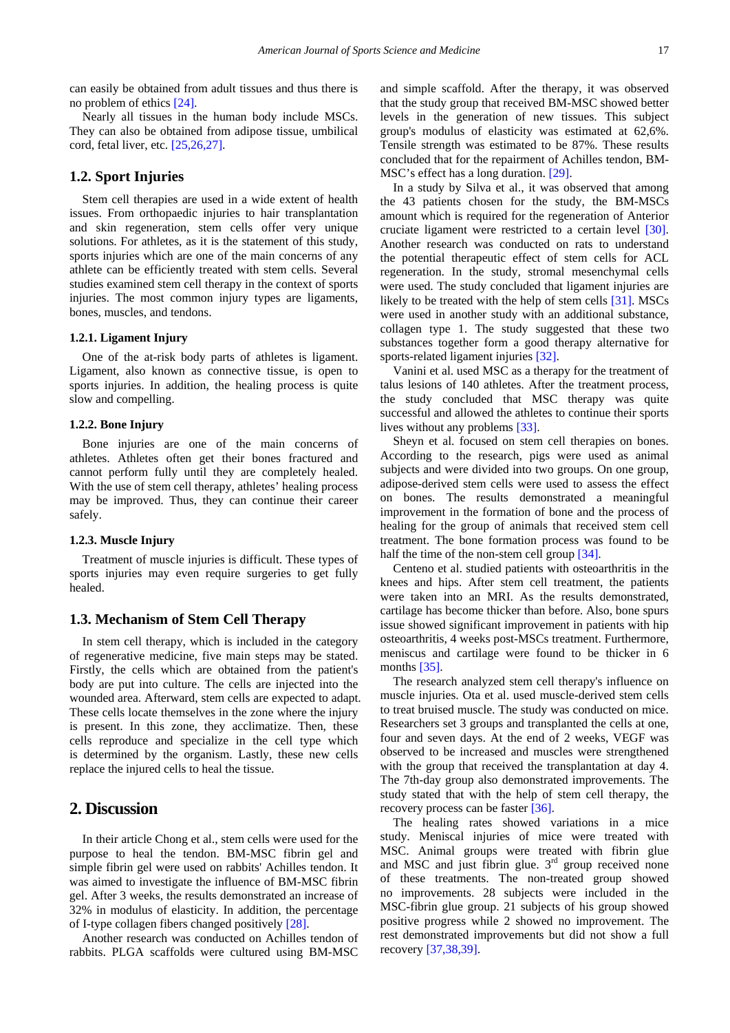can easily be obtained from adult tissues and thus there is no problem of ethics [24].

Nearly all tissues in the human body include MSCs. They can also be obtained from adipose tissue, umbilical cord, fetal liver, etc. [25,26,27].

## 1.2. Sport Injuries

Stem cell therapies are used in a wide extent of health issues. From orthopaedic injuries to hair transplantation and skin regeneration, stem cells offer very unique solutions. For athletes, as it is the statement of this study, sports injuries which are one of the main concerns of any athlete can be efficiently treated with stem cells. Several studies examined stem cell therapy in the context of sports injuries. The most common injury types are ligaments, bones, muscles, and tendons.

### 1.2.1. Ligament Injury

One of the at-risk body parts of athletes is ligament. Ligament, also known as connective tissue, is open to sports injuries. In addition, the healing process is quite slow and compelling.

### 1.2.2. Bone Injury

Bone injuries are one of the main concerns of athletes. Athletes often get their bones fractured and cannot perform fully until they are completely healed. With the use of stem cell therapy, athletes' healing process may be improved. Thus, they can continue their career safely.

### 1.2.3. Muscle Injury

Treatment of muscle injuries is difficult. These types of sports injuries may even require surgeries to get fully healed.

## 1.3. Mechanism of Stem Cell Therapy

In stem cell therapy, which is included in the category of regenerative medicine, five main steps may be stated. Firstly, the cells which are obtained from the patient's body are put into culture. The cells are injected into the wounded area. Afterward, stem cells are expected to adapt. These cells locate themselves in the zone where the injury is present. In this zone, they acclimatize. Then, these cells reproduce and specialize in the cell type which is determined by the organism. Lastly, these new cells replace the injured cells to heal the tissue.

# 2. Discussion

In their article Chong et al., stem cells were used for the purpose to heal the tendon. BM-MSC fibrin gel and simple fibrin gel were used on rabbits' Achilles tendon. It was aimed to investigate the influence of BM-MSC fibrin gel. After 3 weeks, the results demonstrated an increase of 32% in modulus of elasticity. In addition, the percentage of I-type collagen fibers changed positively [28].

Another research was conducted on Achilles tendon of rabbits. PLGA scaffolds were cultured using BM-MSC and simple scaffold. After the therapy, it was observed that the study group that received BM-MSC showed better levels in the generation of new tissues. This subject group's modulus of elasticity was estimated at 62,6%. Tensile strength was estimated to be 87%. These results concluded that for the repairment of Achilles tendon, BM-MSC's effect has a long duration. [29].

In a study by Silva et al., it was observed that among the 43 patients chosen for the study, the BM-MSCs amount which is required for the regeneration of Anterior cruciate ligament were restricted to a certain level [30]. Another research was conducted on rats to understand the potential therapeutic effect of stem cells for ACL regeneration. In the study, stromal mesenchymal cells were used. The study concluded that ligament injuries are likely to be treated with the help of stem cells [31]. MSCs were used in another study with an additional substance, collagen type 1. The study suggested that these two substances together form a good therapy alternative for sports-related ligament injuries [32].

Vanini et al. used MSC as a therapy for the treatment of talus lesions of 140 athletes. After the treatment process, the study concluded that MSC therapy was quite successful and allowed the athletes to continue their sports lives without any problems [33].

Sheyn et al. focused on stem cell therapies on bones. According to the research, pigs were used as animal subjects and were divided into two groups. On one group, adipose-derived stem cells were used to assess the effect on bones. The results demonstrated a meaningful improvement in the formation of bone and the process of healing for the group of animals that received stem cell treatment. The bone formation process was found to be half the time of the non-stem cell group [34].

Centeno et al. studied patients with osteoarthritis in the knees and hips. After stem cell treatment, the patients were taken into an MRI. As the results demonstrated, cartilage has become thicker than before. Also, bone spurs issue showed significant improvement in patients with hip osteoarthritis, 4 weeks post-MSCs treatment. Furthermore, meniscus and cartilage were found to be thicker in 6 months [35].

The research analyzed stem cell therapy's influence on muscle injuries. Ota et al. used muscle-derived stem cells to treat bruised muscle. The study was conducted on mice. Researchers set 3 groups and transplanted the cells at one, four and seven days. At the end of 2 weeks, VEGF was observed to be increased and muscles were strengthened with the group that received the transplantation at day 4. The 7th-day group also demonstrated improvements. The study stated that with the help of stem cell therapy, the recovery process can be faster [36].

The healing rates showed variations in a mice study. Meniscal injuries of mice were treated with MSC. Animal groups were treated with fibrin glue and MSC and just fibrin glue. 3rd group received none of these treatments. The non-treated group showed no improvements. 28 subjects were included in the MSC-fibrin glue group. 21 subjects of his group showed positive progress while 2 showed no improvement. The rest demonstrated improvements but did not show a full recovery [37,38,39].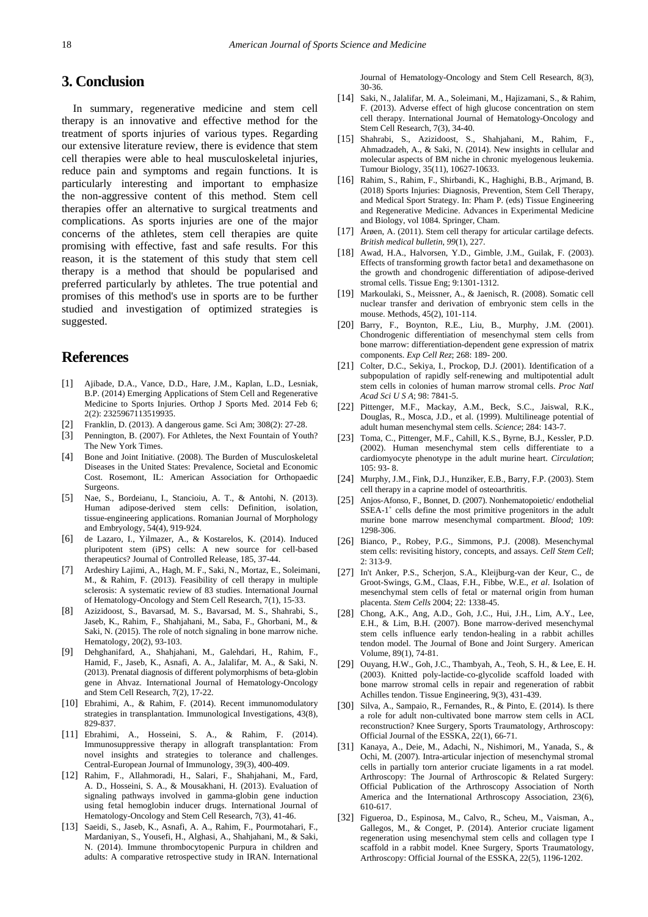## 3. Conclusion

In summary, regenerative medicine and stem cell therapy is an innovative and effective method for the treatment of sports injuries of various types. Regarding our extensive literature review, there is evidence that stem cell therapies were able to heal musculoskeletal injuries, reduce pain and symptoms and regain functions. It is particularly interesting and important to emphasize the non-aggressive content of this method. Stem cell therapies offer an alternative to surgical treatments and complications. As sports injuries are one of the major concerns of the athletes, stem cell therapies are quite promising with effective, fast and safe results. For this reason, it is the statement of this study that stem cell therapy is a method that should be popularised and preferred particularly by athletes. The true potential and promises of this method's use in sports are to be further studied and investigation of optimized strategies is suggested.

## References

[1] Ajibade, D.A., Vance, D.D., Hare, J.M., Kaplan, L.D., Lesniak, B.P. (2014) Emerging Applications of Stem Cell and Regenerative Medicine to Sports Injuries. Orthop J Sports Med. 2014 Feb 6; 2(2): 2325967113519935.

[2] Franklin, D. (2013). A dangerous game. Sci Am; 308(2): 27-28.

[3] Pennington, B. (2007). For Athletes, the Next Fountain of Youth? The New York Times.

[4] Bone and Joint Initiative. (2008). The Burden of Musculoskeletal Diseases in the United States: Prevalence, Societal and Economic Cost. Rosemont, IL: American Association for Orthopaedic Surgeons.

[5] Nae, S., Bordeianu, I., Stancioiu, A. T., & Antohi, N. (2013). Human adipose-derived stem cells: Definition, isolation, tissue-engineering applications. Romanian Journal of Morphology and Embryology, 54(4), 919-924.

[6] de Lazaro, I., Yilmazer, A., & Kostarelos, K. (2014). Induced pluripotent stem (iPS) cells: A new source for cell-based therapeutics? Journal of Controlled Release, 185, 37-44.

[7] Ardeshiry Lajimi, A., Hagh, M. F., Saki, N., Mortaz, E., Soleimani, M., & Rahim, F. (2013). Feasibility of cell therapy in multiple sclerosis: A systematic review of 83 studies. International Journal of Hematology-Oncology and Stem Cell Research, 7(1), 15-33.

[8] Azizidoost, S., Bavarsad, M. S., Bavarsad, M. S., Shahrabi, S., Jaseb, K., Rahim, F., Shahjahani, M., Saba, F., Ghorbani, M., & Saki, N. (2015). The role of notch signaling in bone marrow niche. Hematology, 20(2), 93-103.

[9] Dehghanifard, A., Shahjahani, M., Galehdari, H., Rahim, F., Hamid, F., Jaseb, K., Asnafi, A. A., Jalalifar, M. A., & Saki, N. (2013). Prenatal diagnosis of different polymorphisms of beta-globin gene in Ahvaz. International Journal of Hematology-Oncology and Stem Cell Research, 7(2), 17-22.

[10] Ebrahimi, A., & Rahim, F. (2014). Recent immunomodulatory strategies in transplantation. Immunological Investigations, 43(8), 829-837.

[11] Ebrahimi, A., Hosseini, S. A., & Rahim, F. (2014). Immunosuppressive therapy in allograft transplantation: From novel insights and strategies to tolerance and challenges. Central-European Journal of Immunology, 39(3), 400-409.

[12] Rahim, F., Allahmoradi, H., Salari, F., Shahjahani, M., Fard, A. D., Hosseini, S. A., & Mousakhani, H. (2013). Evaluation of signaling pathways involved in gamma-globin gene induction using fetal hemoglobin inducer drugs. International Journal of Hematology-Oncology and Stem Cell Research, 7(3), 41-46.

[13] Saeidi, S., Jaseb, K., Asnafi, A. A., Rahim, F., Pourmotahari, F., Mardaniyan, S., Yousefi, H., Alghasi, A., Shahjahani, M., & Saki, N. (2014). Immune thrombocytopenic Purpura in children and adults: A comparative retrospective study in IRAN. International Journal of Hematology-Oncology and Stem Cell Research, 8(3), 30-36.

[14] Saki, N., Jalalifar, M. A., Soleimani, M., Hajizamani, S., & Rahim, F. (2013). Adverse effect of high glucose concentration on stem cell therapy. International Journal of Hematology-Oncology and Stem Cell Research, 7(3), 34-40.

[15] Shahrabi, S., Azizidoost, S., Shahjahani, M., Rahim, F., Ahmadzadeh, A., & Saki, N. (2014). New insights in cellular and molecular aspects of BM niche in chronic myelogenous leukemia. Tumour Biology, 35(11), 10627-10633.

[16] Rahim, S., Rahim, F., Shirbandi, K., Haghighi, B.B., Arjmand, B. (2018) Sports Injuries: Diagnosis, Prevention, Stem Cell Therapy, and Medical Sport Strategy. In: Pham P. (eds) Tissue Engineering and Regenerative Medicine. Advances in Experimental Medicine and Biology, vol 1084. Springer, Cham.

[17] Årøen, A. (2011). Stem cell therapy for articular cartilage defects. *British medical bulletin, 99*(1), 227.

[18] Awad, H.A., Halvorsen, Y.D., Gimble, J.M., Guilak, F. (2003). Effects of transforming growth factor beta1 and dexamethasone on the growth and chondrogenic differentiation of adipose-derived stromal cells. Tissue Eng; 9:1301-1312.

[19] Markoulaki, S., Meissner, A., & Jaenisch, R. (2008). Somatic cell nuclear transfer and derivation of embryonic stem cells in the mouse. Methods, 45(2), 101-114.

[20] Barry, F., Boynton, R.E., Liu, B., Murphy, J.M. (2001). Chondrogenic differentiation of mesenchymal stem cells from bone marrow: differentiation-dependent gene expression of matrix components. *Exp Cell Rez*; 268: 189- 200.

[21] Colter, D.C., Sekiya, I., Prockop, D.J. (2001). Identification of a subpopulation of rapidly self-renewing and multipotential adult stem cells in colonies of human marrow stromal cells. *Proc Natl Acad Sci U S A*; 98: 7841-5.

[22] Pittenger, M.F., Mackay, A.M., Beck, S.C., Jaiswal, R.K., Douglas, R., Mosca, J.D., et al. (1999). Multilineage potential of adult human mesenchymal stem cells. *Science*; 284: 143-7.

[23] Toma, C., Pittenger, M.F., Cahill, K.S., Byrne, B.J., Kessler, P.D. (2002). Human mesenchymal stem cells differentiate to a cardiomyocyte phenotype in the adult murine heart. *Circulation*; 105: 93- 8.

[24] Murphy, J.M., Fink, D.J., Hunziker, E.B., Barry, F.P. (2003). Stem cell therapy in a caprine model of osteoarthritis.

[25] Anjos-Afonso, F., Bonnet, D. (2007). Nonhematopoietic/ endothelial SSEA-$1^+$ cells define the most primitive progenitors in the adult murine bone marrow mesenchymal compartment. *Blood*; 109: 1298-306.

[26] Bianco, P., Robey, P.G., Simmons, P.J. (2008). Mesenchymal stem cells: revisiting history, concepts, and assays. *Cell Stem Cell*; 2: 313-9.

[27] In't Anker, P.S., Scherjon, S.A., Kleijburg-van der Keur, C., de Groot-Swings, G.M., Claas, F.H., Fibbe, W.E., *et al*. Isolation of mesenchymal stem cells of fetal or maternal origin from human placenta. *Stem Cells* 2004; 22: 1338-45.

[28] Chong, A.K., Ang, A.D., Goh, J.C., Hui, J.H., Lim, A.Y., Lee, E.H., & Lim, B.H. (2007). Bone marrow-derived mesenchymal stem cells influence early tendon-healing in a rabbit achilles tendon model. The Journal of Bone and Joint Surgery. American Volume, 89(1), 74-81.

[29] Ouyang, H.W., Goh, J.C., Thambyah, A., Teoh, S. H., & Lee, E. H. (2003). Knitted poly-lactide-co-glycolide scaffold loaded with bone marrow stromal cells in repair and regeneration of rabbit Achilles tendon. Tissue Engineering, 9(3), 431-439.

[30] Silva, A., Sampaio, R., Fernandes, R., & Pinto, E. (2014). Is there a role for adult non-cultivated bone marrow stem cells in ACL reconstruction? Knee Surgery, Sports Traumatology, Arthroscopy: Official Journal of the ESSKA, 22(1), 66-71.

[31] Kanaya, A., Deie, M., Adachi, N., Nishimori, M., Yanada, S., & Ochi, M. (2007). Intra-articular injection of mesenchymal stromal cells in partially torn anterior cruciate ligaments in a rat model. Arthroscopy: The Journal of Arthroscopic & Related Surgery: Official Publication of the Arthroscopy Association of North America and the International Arthroscopy Association, 23(6), 610-617.

[32] Figueroa, D., Espinosa, M., Calvo, R., Scheu, M., Vaisman, A., Gallegos, M., & Conget, P. (2014). Anterior cruciate ligament regeneration using mesenchymal stem cells and collagen type I scaffold in a rabbit model. Knee Surgery, Sports Traumatology, Arthroscopy: Official Journal of the ESSKA, 22(5), 1196-1202.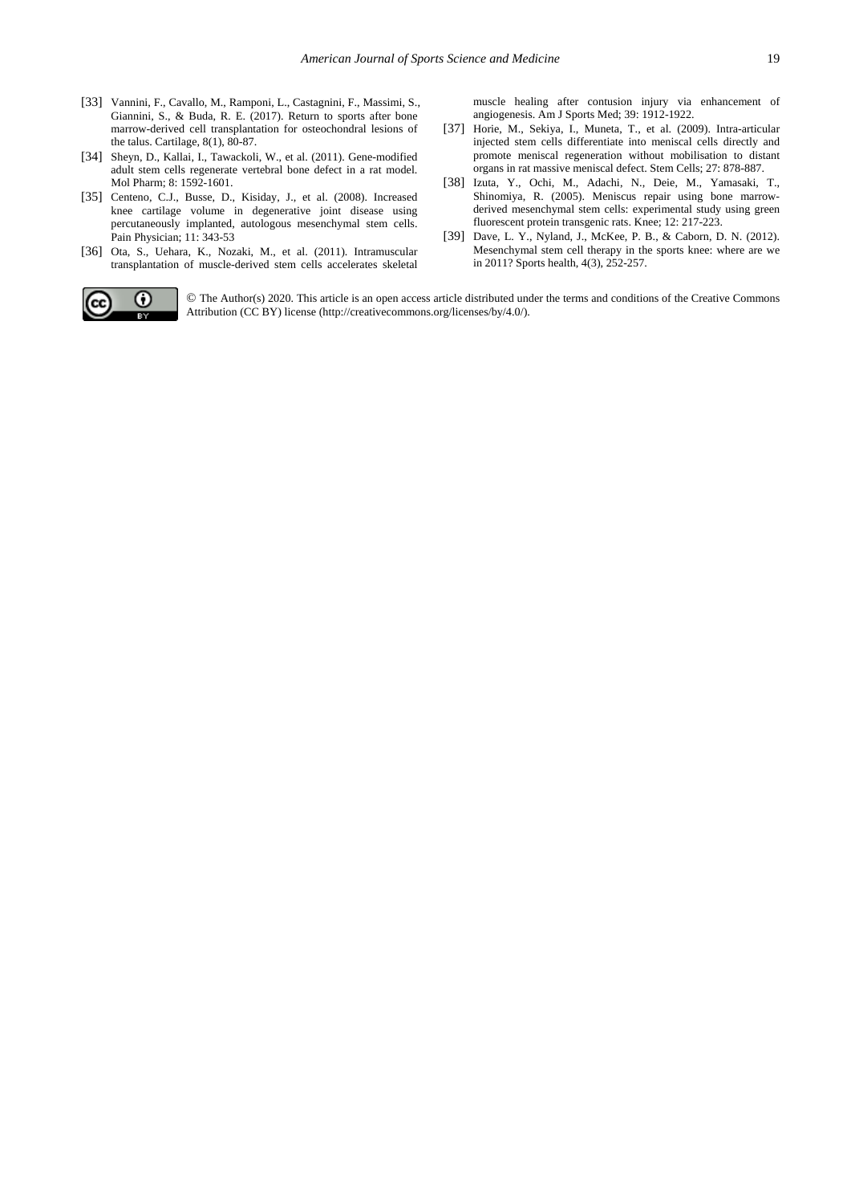[33] Vannini, F., Cavallo, M., Ramponi, L., Castagnini, F., Massimi, S., Giannini, S., & Buda, R. E. (2017). Return to sports after bone marrow-derived cell transplantation for osteochondral lesions of the talus. Cartilage, 8(1), 80-87.

[34] Sheyn, D., Kallai, I., Tawackoli, W., et al. (2011). Gene-modified adult stem cells regenerate vertebral bone defect in a rat model. Mol Pharm; 8: 1592-1601.

[35] Centeno, C.J., Busse, D., Kisiday, J., et al. (2008). Increased knee cartilage volume in degenerative joint disease using percutaneously implanted, autologous mesenchymal stem cells. Pain Physician; 11: 343-53

[36] Ota, S., Uehara, K., Nozaki, M., et al. (2011). Intramuscular transplantation of muscle-derived stem cells accelerates skeletal muscle healing after contusion injury via enhancement of angiogenesis. Am J Sports Med; 39: 1912-1922.

[37] Horie, M., Sekiya, I., Muneta, T., et al. (2009). Intra-articular injected stem cells differentiate into meniscal cells directly and promote meniscal regeneration without mobilisation to distant organs in rat massive meniscal defect. Stem Cells; 27: 878-887.

[38] Izuta, Y., Ochi, M., Adachi, N., Deie, M., Yamasaki, T., Shinomiya, R. (2005). Meniscus repair using bone marrow-derived mesenchymal stem cells: experimental study using green fluorescent protein transgenic rats. Knee; 12: 217-223.

[39] Dave, L. Y., Nyland, J., McKee, P. B., & Caborn, D. N. (2012). Mesenchymal stem cell therapy in the sports knee: where are we in 2011? Sports health, 4(3), 252-257.

© The Author(s) 2020. This article is an open access article distributed under the terms and conditions of the Creative Commons Attribution (CC BY) license (http://creativecommons.org/licenses/by/4.0/).